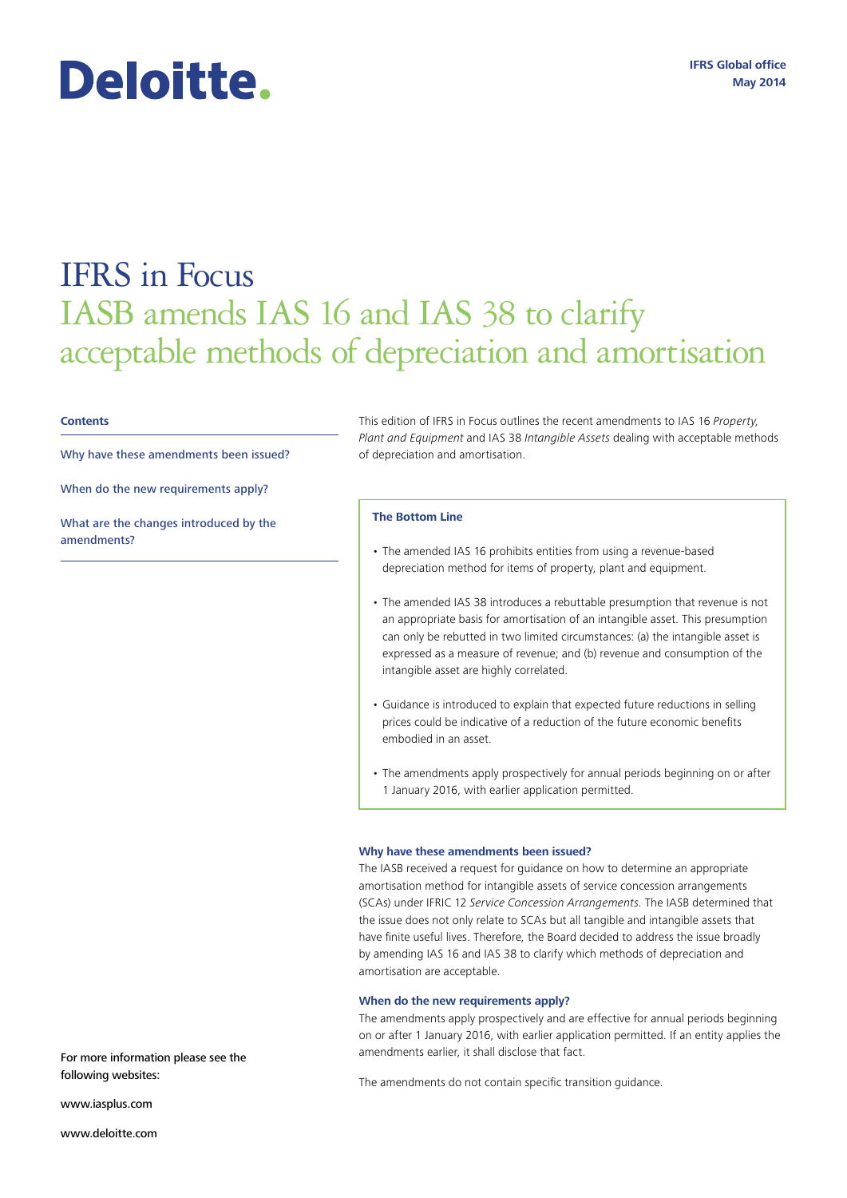Deloitte.

IFRS Global office
May 2014

# IFRS in Focus
## IASB amends IAS 16 and IAS 38 to clarify acceptable methods of depreciation and amortisation

**Contents**

Why have these amendments been issued?

When do the new requirements apply?

What are the changes introduced by the amendments?

This edition of IFRS in Focus outlines the recent amendments to IAS 16 *Property, Plant and Equipment* and IAS 38 *Intangible Assets* dealing with acceptable methods of depreciation and amortisation.

**The Bottom Line**

- The amended IAS 16 prohibits entities from using a revenue-based depreciation method for items of property, plant and equipment.
- The amended IAS 38 introduces a rebuttable presumption that revenue is not an appropriate basis for amortisation of an intangible asset. This presumption can only be rebutted in two limited circumstances: (a) the intangible asset is expressed as a measure of revenue; and (b) revenue and consumption of the intangible asset are highly correlated.
- Guidance is introduced to explain that expected future reductions in selling prices could be indicative of a reduction of the future economic benefits embodied in an asset.
- The amendments apply prospectively for annual periods beginning on or after 1 January 2016, with earlier application permitted.

### Why have these amendments been issued?

The IASB received a request for guidance on how to determine an appropriate amortisation method for intangible assets of service concession arrangements (SCAs) under IFRIC 12 *Service Concession Arrangements*. The IASB determined that the issue does not only relate to SCAs but all tangible and intangible assets that have finite useful lives. Therefore, the Board decided to address the issue broadly by amending IAS 16 and IAS 38 to clarify which methods of depreciation and amortisation are acceptable.

### When do the new requirements apply?

The amendments apply prospectively and are effective for annual periods beginning on or after 1 January 2016, with earlier application permitted. If an entity applies the amendments earlier, it shall disclose that fact.

The amendments do not contain specific transition guidance.

For more information please see the following websites:

www.iasplus.com

www.deloitte.com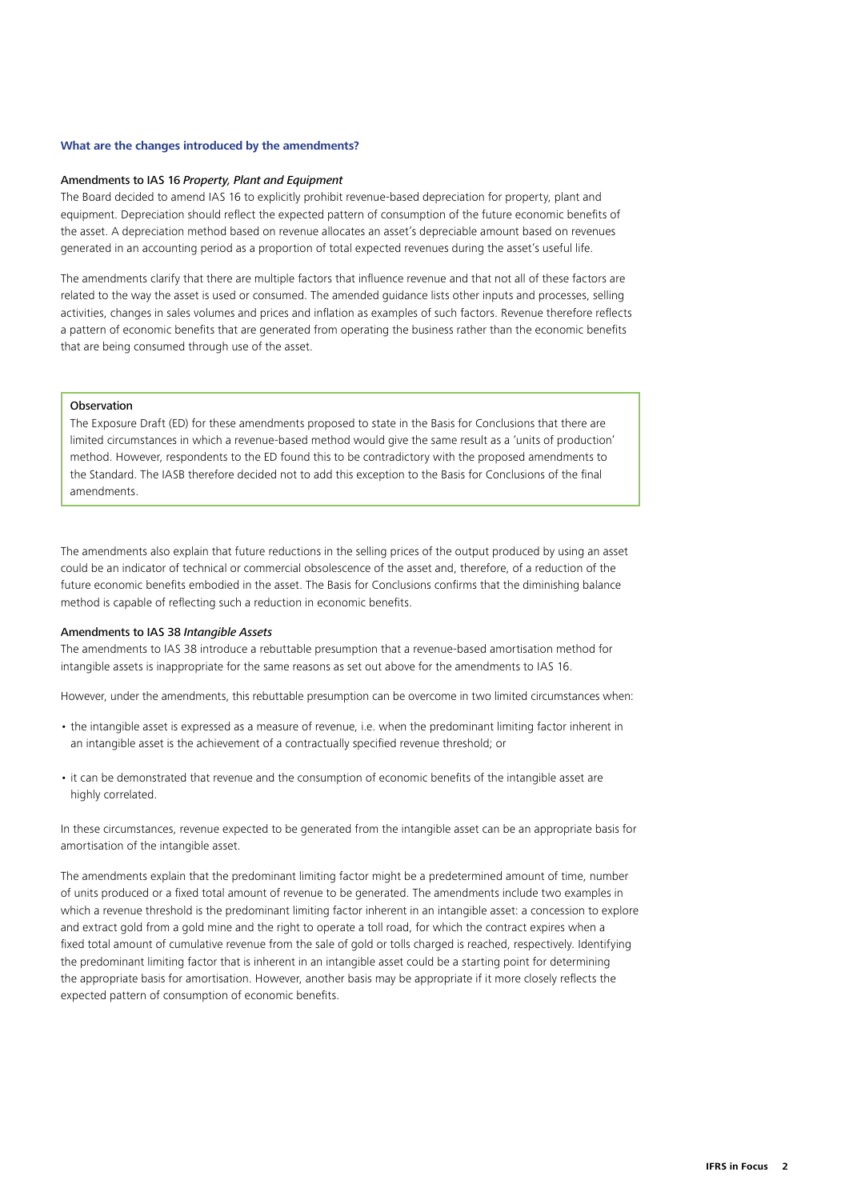### What are the changes introduced by the amendments?

#### Amendments to IAS 16 *Property, Plant and Equipment*

The Board decided to amend IAS 16 to explicitly prohibit revenue-based depreciation for property, plant and equipment. Depreciation should reflect the expected pattern of consumption of the future economic benefits of the asset. A depreciation method based on revenue allocates an asset's depreciable amount based on revenues generated in an accounting period as a proportion of total expected revenues during the asset's useful life.

The amendments clarify that there are multiple factors that influence revenue and that not all of these factors are related to the way the asset is used or consumed. The amended guidance lists other inputs and processes, selling activities, changes in sales volumes and prices and inflation as examples of such factors. Revenue therefore reflects a pattern of economic benefits that are generated from operating the business rather than the economic benefits that are being consumed through use of the asset.

> **Observation**
>
> The Exposure Draft (ED) for these amendments proposed to state in the Basis for Conclusions that there are limited circumstances in which a revenue-based method would give the same result as a 'units of production' method. However, respondents to the ED found this to be contradictory with the proposed amendments to the Standard. The IASB therefore decided not to add this exception to the Basis for Conclusions of the final amendments.

The amendments also explain that future reductions in the selling prices of the output produced by using an asset could be an indicator of technical or commercial obsolescence of the asset and, therefore, of a reduction of the future economic benefits embodied in the asset. The Basis for Conclusions confirms that the diminishing balance method is capable of reflecting such a reduction in economic benefits.

#### Amendments to IAS 38 *Intangible Assets*

The amendments to IAS 38 introduce a rebuttable presumption that a revenue-based amortisation method for intangible assets is inappropriate for the same reasons as set out above for the amendments to IAS 16.

However, under the amendments, this rebuttable presumption can be overcome in two limited circumstances when:

- the intangible asset is expressed as a measure of revenue, i.e. when the predominant limiting factor inherent in an intangible asset is the achievement of a contractually specified revenue threshold; or
- it can be demonstrated that revenue and the consumption of economic benefits of the intangible asset are highly correlated.

In these circumstances, revenue expected to be generated from the intangible asset can be an appropriate basis for amortisation of the intangible asset.

The amendments explain that the predominant limiting factor might be a predetermined amount of time, number of units produced or a fixed total amount of revenue to be generated. The amendments include two examples in which a revenue threshold is the predominant limiting factor inherent in an intangible asset: a concession to explore and extract gold from a gold mine and the right to operate a toll road, for which the contract expires when a fixed total amount of cumulative revenue from the sale of gold or tolls charged is reached, respectively. Identifying the predominant limiting factor that is inherent in an intangible asset could be a starting point for determining the appropriate basis for amortisation. However, another basis may be appropriate if it more closely reflects the expected pattern of consumption of economic benefits.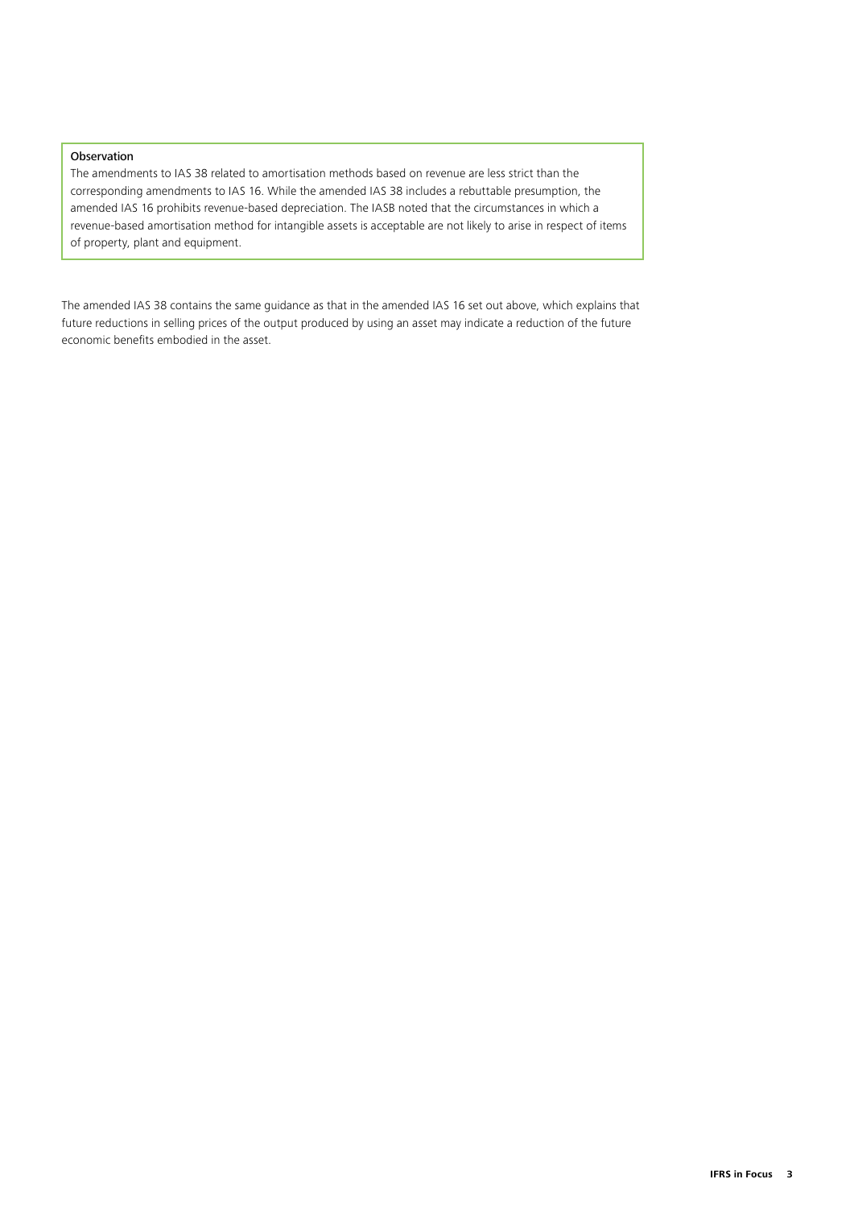**Observation**

The amendments to IAS 38 related to amortisation methods based on revenue are less strict than the corresponding amendments to IAS 16. While the amended IAS 38 includes a rebuttable presumption, the amended IAS 16 prohibits revenue-based depreciation. The IASB noted that the circumstances in which a revenue-based amortisation method for intangible assets is acceptable are not likely to arise in respect of items of property, plant and equipment.

The amended IAS 38 contains the same guidance as that in the amended IAS 16 set out above, which explains that future reductions in selling prices of the output produced by using an asset may indicate a reduction of the future economic benefits embodied in the asset.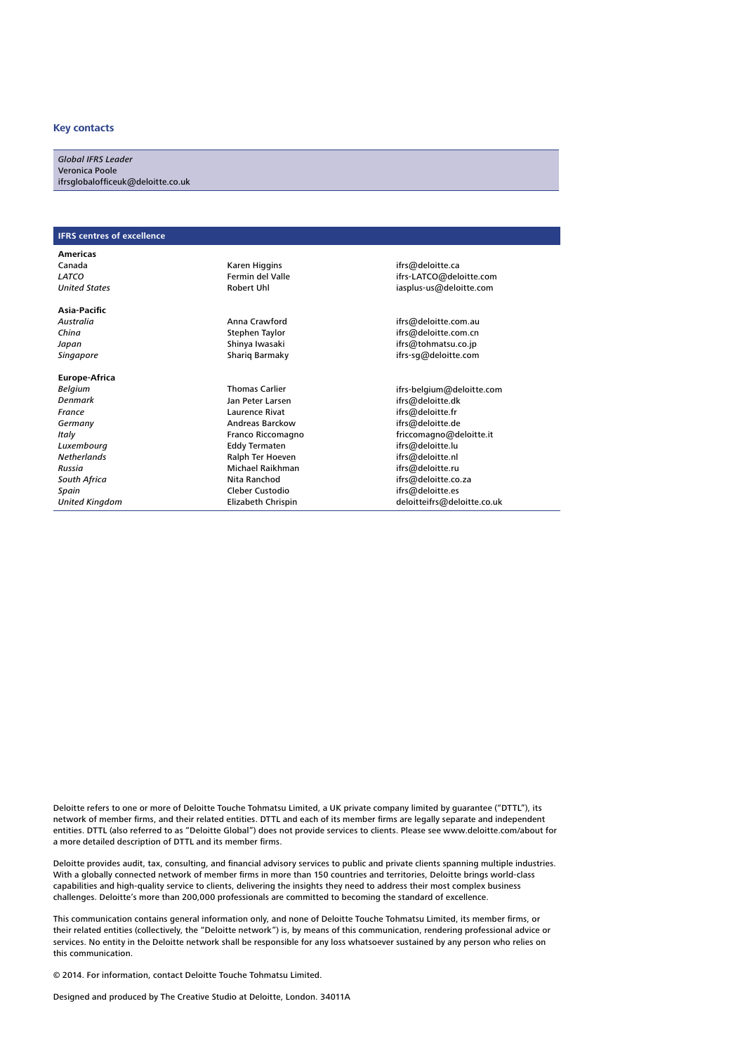### Key contacts

| |
|---|
| *Global IFRS Leader*<br>Veronica Poole<br>ifrsglobalofficeuk@deloitte.co.uk |

| **IFRS centres of excellence** | | |
|---|---|---|
| **Americas** | | |
| Canada | Karen Higgins | ifrs@deloitte.ca |
| *LATCO* | Fermin del Valle | ifrs-LATCO@deloitte.com |
| *United States* | Robert Uhl | iasplus-us@deloitte.com |
| **Asia-Pacific** | | |
| *Australia* | Anna Crawford | ifrs@deloitte.com.au |
| *China* | Stephen Taylor | ifrs@deloitte.com.cn |
| *Japan* | Shinya Iwasaki | ifrs@tohmatsu.co.jp |
| *Singapore* | Shariq Barmaky | ifrs-sg@deloitte.com |
| **Europe-Africa** | | |
| *Belgium* | Thomas Carlier | ifrs-belgium@deloitte.com |
| *Denmark* | Jan Peter Larsen | ifrs@deloitte.dk |
| *France* | Laurence Rivat | ifrs@deloitte.fr |
| *Germany* | Andreas Barckow | ifrs@deloitte.de |
| *Italy* | Franco Riccomagno | friccomagno@deloitte.it |
| *Luxembourg* | Eddy Termaten | ifrs@deloitte.lu |
| *Netherlands* | Ralph Ter Hoeven | ifrs@deloitte.nl |
| *Russia* | Michael Raikhman | ifrs@deloitte.ru |
| *South Africa* | Nita Ranchod | ifrs@deloitte.co.za |
| *Spain* | Cleber Custodio | ifrs@deloitte.es |
| *United Kingdom* | Elizabeth Chrispin | deloitteifrs@deloitte.co.uk |

Deloitte refers to one or more of Deloitte Touche Tohmatsu Limited, a UK private company limited by guarantee ("DTTL"), its network of member firms, and their related entities. DTTL and each of its member firms are legally separate and independent entities. DTTL (also referred to as "Deloitte Global") does not provide services to clients. Please see www.deloitte.com/about for a more detailed description of DTTL and its member firms.

Deloitte provides audit, tax, consulting, and financial advisory services to public and private clients spanning multiple industries. With a globally connected network of member firms in more than 150 countries and territories, Deloitte brings world-class capabilities and high-quality service to clients, delivering the insights they need to address their most complex business challenges. Deloitte's more than 200,000 professionals are committed to becoming the standard of excellence.

This communication contains general information only, and none of Deloitte Touche Tohmatsu Limited, its member firms, or their related entities (collectively, the "Deloitte network") is, by means of this communication, rendering professional advice or services. No entity in the Deloitte network shall be responsible for any loss whatsoever sustained by any person who relies on this communication.

© 2014. For information, contact Deloitte Touche Tohmatsu Limited.

Designed and produced by The Creative Studio at Deloitte, London. 34011A